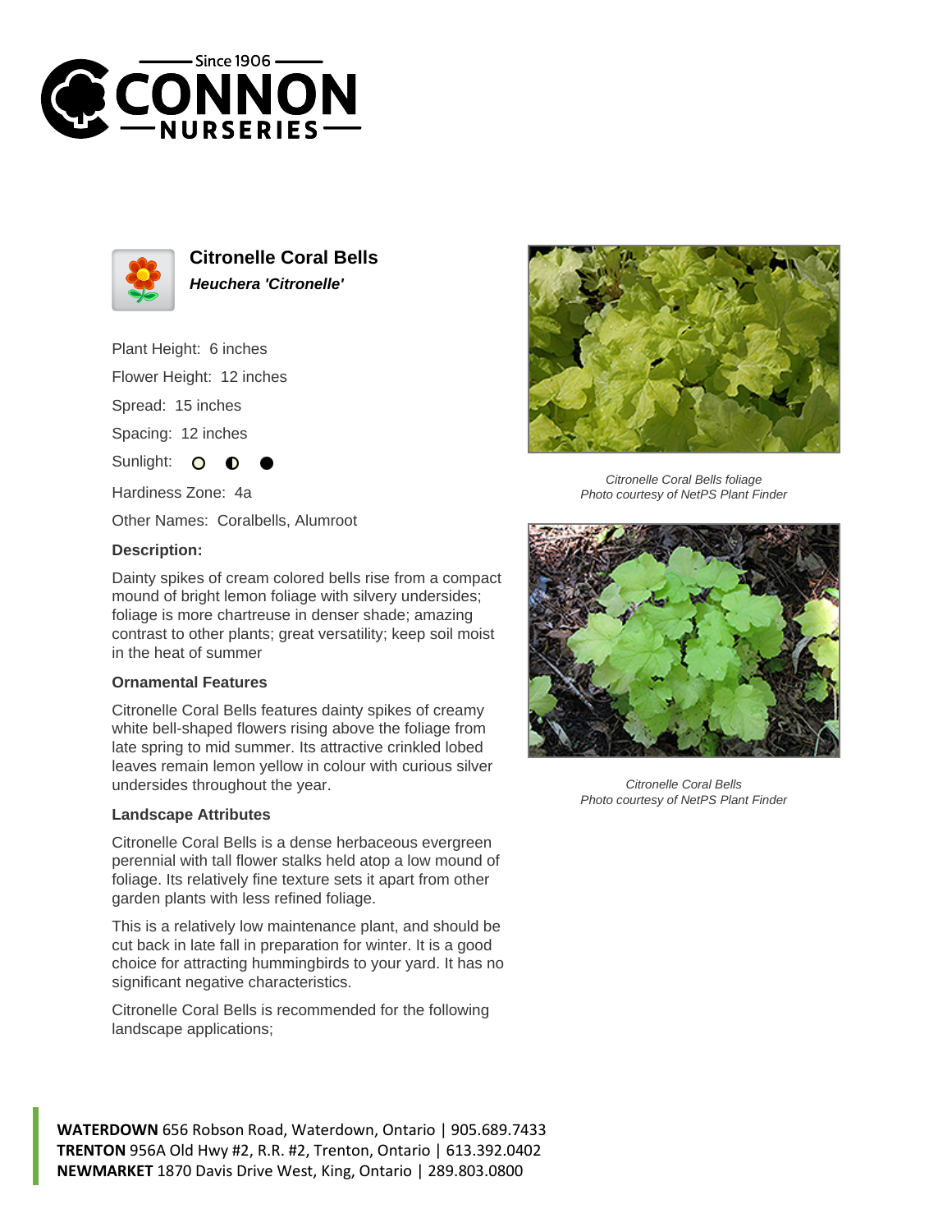# Citronelle Coral Bells

***Heuchera 'Citronelle'***

Plant Height: 6 inches

Flower Height: 12 inches

Spread: 15 inches

Spacing: 12 inches

Sunlight: ○ ◐ ●

Hardiness Zone: 4a

Other Names: Coralbells, Alumroot

### Description:

Dainty spikes of cream colored bells rise from a compact mound of bright lemon foliage with silvery undersides; foliage is more chartreuse in denser shade; amazing contrast to other plants; great versatility; keep soil moist in the heat of summer

### Ornamental Features

Citronelle Coral Bells features dainty spikes of creamy white bell-shaped flowers rising above the foliage from late spring to mid summer. Its attractive crinkled lobed leaves remain lemon yellow in colour with curious silver undersides throughout the year.

### Landscape Attributes

Citronelle Coral Bells is a dense herbaceous evergreen perennial with tall flower stalks held atop a low mound of foliage. Its relatively fine texture sets it apart from other garden plants with less refined foliage.

This is a relatively low maintenance plant, and should be cut back in late fall in preparation for winter. It is a good choice for attracting hummingbirds to your yard. It has no significant negative characteristics.

Citronelle Coral Bells is recommended for the following landscape applications;

*Citronelle Coral Bells foliage*
*Photo courtesy of NetPS Plant Finder*

*Citronelle Coral Bells*
*Photo courtesy of NetPS Plant Finder*

**WATERDOWN** 656 Robson Road, Waterdown, Ontario | 905.689.7433
**TRENTON** 956A Old Hwy #2, R.R. #2, Trenton, Ontario | 613.392.0402
**NEWMARKET** 1870 Davis Drive West, King, Ontario | 289.803.0800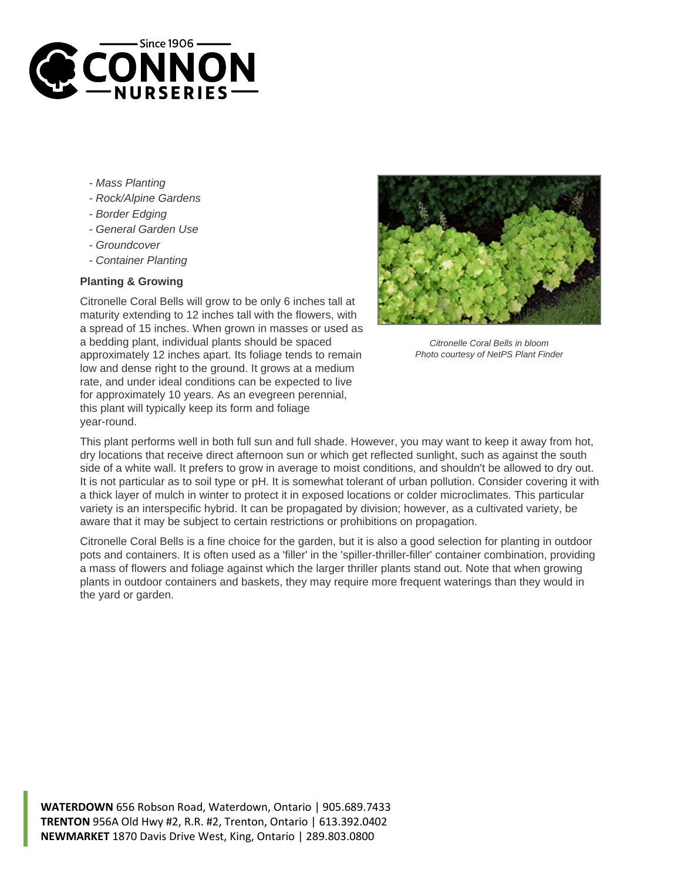- *Mass Planting*
- *Rock/Alpine Gardens*
- *Border Edging*
- *General Garden Use*
- *Groundcover*
- *Container Planting*

**Planting & Growing**

Citronelle Coral Bells will grow to be only 6 inches tall at maturity extending to 12 inches tall with the flowers, with a spread of 15 inches. When grown in masses or used as a bedding plant, individual plants should be spaced approximately 12 inches apart. Its foliage tends to remain low and dense right to the ground. It grows at a medium rate, and under ideal conditions can be expected to live for approximately 10 years. As an evegreen perennial, this plant will typically keep its form and foliage year-round.

*Citronelle Coral Bells in bloom*
*Photo courtesy of NetPS Plant Finder*

This plant performs well in both full sun and full shade. However, you may want to keep it away from hot, dry locations that receive direct afternoon sun or which get reflected sunlight, such as against the south side of a white wall. It prefers to grow in average to moist conditions, and shouldn't be allowed to dry out. It is not particular as to soil type or pH. It is somewhat tolerant of urban pollution. Consider covering it with a thick layer of mulch in winter to protect it in exposed locations or colder microclimates. This particular variety is an interspecific hybrid. It can be propagated by division; however, as a cultivated variety, be aware that it may be subject to certain restrictions or prohibitions on propagation.

Citronelle Coral Bells is a fine choice for the garden, but it is also a good selection for planting in outdoor pots and containers. It is often used as a 'filler' in the 'spiller-thriller-filler' container combination, providing a mass of flowers and foliage against which the larger thriller plants stand out. Note that when growing plants in outdoor containers and baskets, they may require more frequent waterings than they would in the yard or garden.